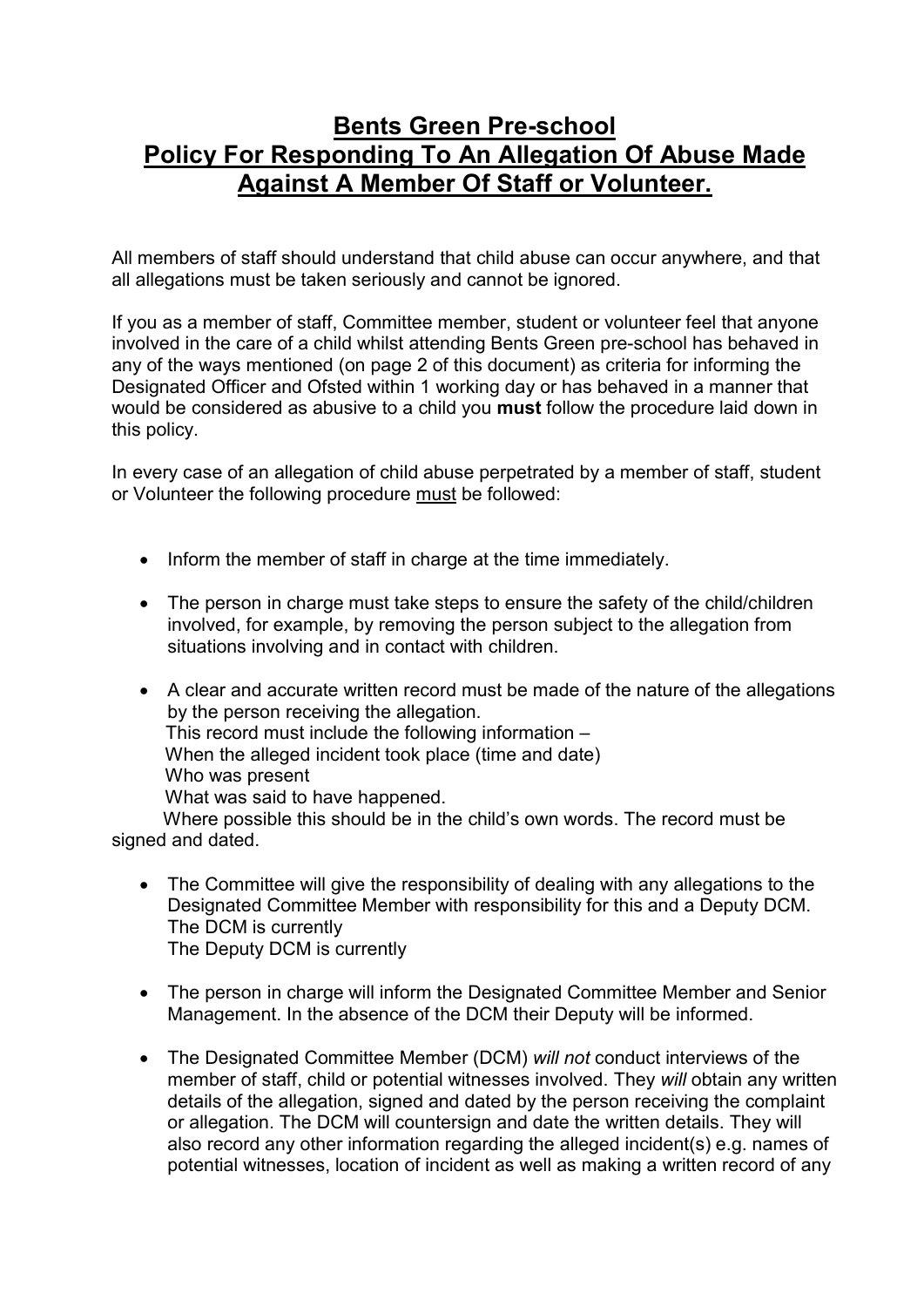# Bents Green Pre-school
# Policy For Responding To An Allegation Of Abuse Made Against A Member Of Staff or Volunteer.

All members of staff should understand that child abuse can occur anywhere, and that all allegations must be taken seriously and cannot be ignored.

If you as a member of staff, Committee member, student or volunteer feel that anyone involved in the care of a child whilst attending Bents Green pre-school has behaved in any of the ways mentioned (on page 2 of this document) as criteria for informing the Designated Officer and Ofsted within 1 working day or has behaved in a manner that would be considered as abusive to a child you **must** follow the procedure laid down in this policy.

In every case of an allegation of child abuse perpetrated by a member of staff, student or Volunteer the following procedure <u>must</u> be followed:

- Inform the member of staff in charge at the time immediately.
- The person in charge must take steps to ensure the safety of the child/children involved, for example, by removing the person subject to the allegation from situations involving and in contact with children.
- A clear and accurate written record must be made of the nature of the allegations by the person receiving the allegation.
  This record must include the following information –
  When the alleged incident took place (time and date)
  Who was present
  What was said to have happened.
  Where possible this should be in the child's own words. The record must be signed and dated.
- The Committee will give the responsibility of dealing with any allegations to the Designated Committee Member with responsibility for this and a Deputy DCM.
  The DCM is currently
  The Deputy DCM is currently
- The person in charge will inform the Designated Committee Member and Senior Management. In the absence of the DCM their Deputy will be informed.
- The Designated Committee Member (DCM) *will not* conduct interviews of the member of staff, child or potential witnesses involved. They *will* obtain any written details of the allegation, signed and dated by the person receiving the complaint or allegation. The DCM will countersign and date the written details. They will also record any other information regarding the alleged incident(s) e.g. names of potential witnesses, location of incident as well as making a written record of any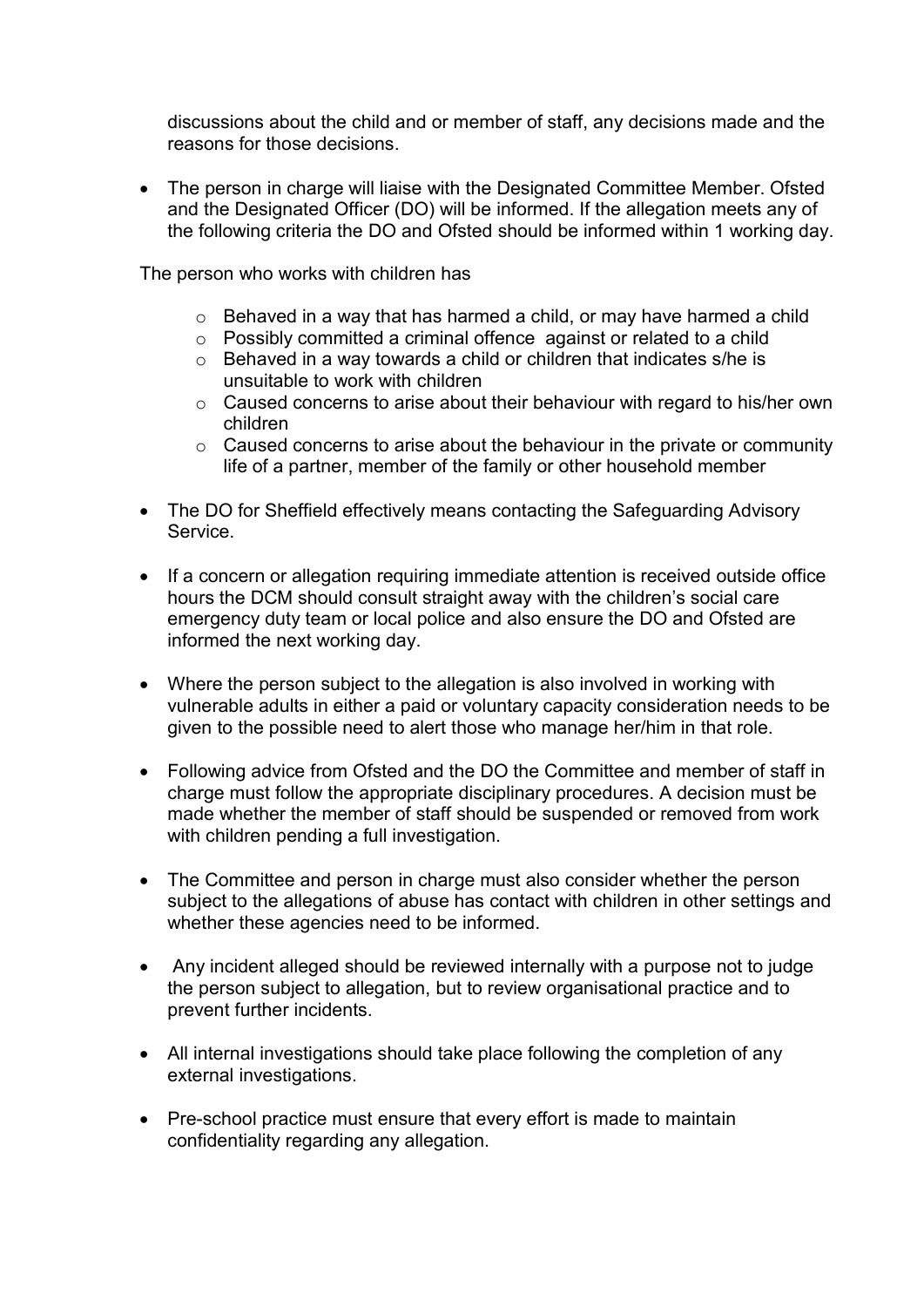discussions about the child and or member of staff, any decisions made and the reasons for those decisions.

- The person in charge will liaise with the Designated Committee Member. Ofsted and the Designated Officer (DO) will be informed. If the allegation meets any of the following criteria the DO and Ofsted should be informed within 1 working day.

The person who works with children has

  - Behaved in a way that has harmed a child, or may have harmed a child
  - Possibly committed a criminal offence against or related to a child
  - Behaved in a way towards a child or children that indicates s/he is unsuitable to work with children
  - Caused concerns to arise about their behaviour with regard to his/her own children
  - Caused concerns to arise about the behaviour in the private or community life of a partner, member of the family or other household member

- The DO for Sheffield effectively means contacting the Safeguarding Advisory Service.

- If a concern or allegation requiring immediate attention is received outside office hours the DCM should consult straight away with the children's social care emergency duty team or local police and also ensure the DO and Ofsted are informed the next working day.

- Where the person subject to the allegation is also involved in working with vulnerable adults in either a paid or voluntary capacity consideration needs to be given to the possible need to alert those who manage her/him in that role.

- Following advice from Ofsted and the DO the Committee and member of staff in charge must follow the appropriate disciplinary procedures. A decision must be made whether the member of staff should be suspended or removed from work with children pending a full investigation.

- The Committee and person in charge must also consider whether the person subject to the allegations of abuse has contact with children in other settings and whether these agencies need to be informed.

- Any incident alleged should be reviewed internally with a purpose not to judge the person subject to allegation, but to review organisational practice and to prevent further incidents.

- All internal investigations should take place following the completion of any external investigations.

- Pre-school practice must ensure that every effort is made to maintain confidentiality regarding any allegation.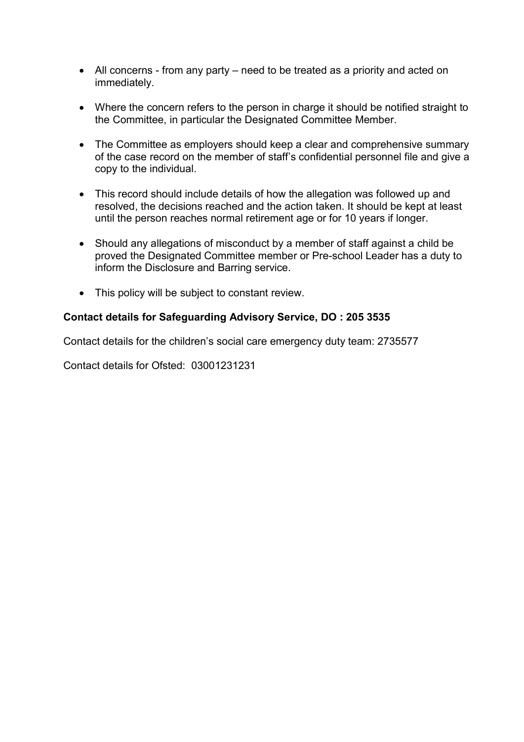- All concerns - from any party – need to be treated as a priority and acted on immediately.
- Where the concern refers to the person in charge it should be notified straight to the Committee, in particular the Designated Committee Member.
- The Committee as employers should keep a clear and comprehensive summary of the case record on the member of staff's confidential personnel file and give a copy to the individual.
- This record should include details of how the allegation was followed up and resolved, the decisions reached and the action taken. It should be kept at least until the person reaches normal retirement age or for 10 years if longer.
- Should any allegations of misconduct by a member of staff against a child be proved the Designated Committee member or Pre-school Leader has a duty to inform the Disclosure and Barring service.
- This policy will be subject to constant review.

**Contact details for Safeguarding Advisory Service, DO : 205 3535**

Contact details for the children's social care emergency duty team: 2735577

Contact details for Ofsted: 03001231231